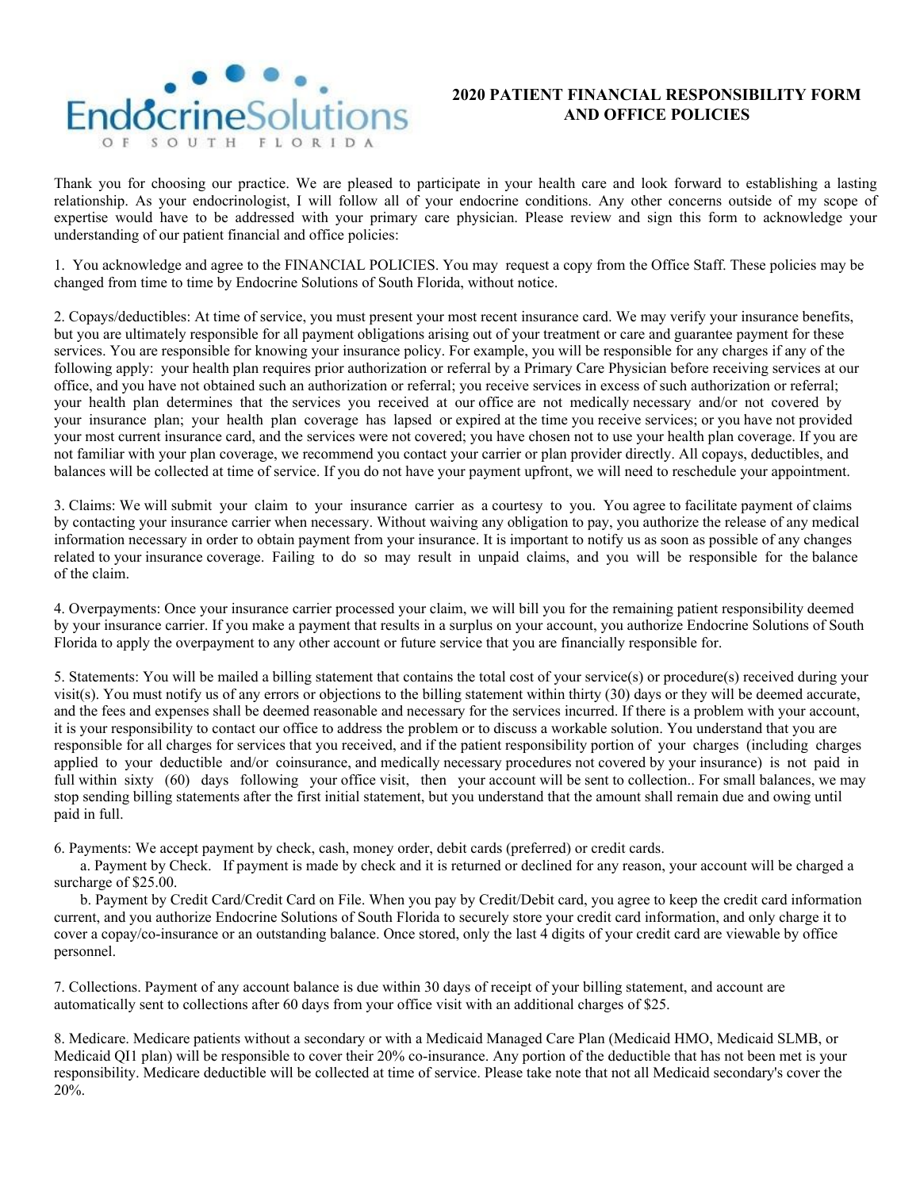EndocrineSolutions OF SOUTH FLORIDA

# 2020 PATIENT FINANCIAL RESPONSIBILITY FORM AND OFFICE POLICIES

Thank you for choosing our practice. We are pleased to participate in your health care and look forward to establishing a lasting relationship. As your endocrinologist, I will follow all of your endocrine conditions. Any other concerns outside of my scope of expertise would have to be addressed with your primary care physician. Please review and sign this form to acknowledge your understanding of our patient financial and office policies:

1. You acknowledge and agree to the FINANCIAL POLICIES. You may request a copy from the Office Staff. These policies may be changed from time to time by Endocrine Solutions of South Florida, without notice.

2. Copays/deductibles: At time of service, you must present your most recent insurance card. We may verify your insurance benefits, but you are ultimately responsible for all payment obligations arising out of your treatment or care and guarantee payment for these services. You are responsible for knowing your insurance policy. For example, you will be responsible for any charges if any of the following apply: your health plan requires prior authorization or referral by a Primary Care Physician before receiving services at our office, and you have not obtained such an authorization or referral; you receive services in excess of such authorization or referral; your health plan determines that the services you received at our office are not medically necessary and/or not covered by your insurance plan; your health plan coverage has lapsed or expired at the time you receive services; or you have not provided your most current insurance card, and the services were not covered; you have chosen not to use your health plan coverage. If you are not familiar with your plan coverage, we recommend you contact your carrier or plan provider directly. All copays, deductibles, and balances will be collected at time of service. If you do not have your payment upfront, we will need to reschedule your appointment.

3. Claims: We will submit your claim to your insurance carrier as a courtesy to you. You agree to facilitate payment of claims by contacting your insurance carrier when necessary. Without waiving any obligation to pay, you authorize the release of any medical information necessary in order to obtain payment from your insurance. It is important to notify us as soon as possible of any changes related to your insurance coverage. Failing to do so may result in unpaid claims, and you will be responsible for the balance of the claim.

4. Overpayments: Once your insurance carrier processed your claim, we will bill you for the remaining patient responsibility deemed by your insurance carrier. If you make a payment that results in a surplus on your account, you authorize Endocrine Solutions of South Florida to apply the overpayment to any other account or future service that you are financially responsible for.

5. Statements: You will be mailed a billing statement that contains the total cost of your service(s) or procedure(s) received during your visit(s). You must notify us of any errors or objections to the billing statement within thirty (30) days or they will be deemed accurate, and the fees and expenses shall be deemed reasonable and necessary for the services incurred. If there is a problem with your account, it is your responsibility to contact our office to address the problem or to discuss a workable solution. You understand that you are responsible for all charges for services that you received, and if the patient responsibility portion of your charges (including charges applied to your deductible and/or coinsurance, and medically necessary procedures not covered by your insurance) is not paid in full within sixty (60) days following your office visit, then your account will be sent to collection.. For small balances, we may stop sending billing statements after the first initial statement, but you understand that the amount shall remain due and owing until paid in full.

6. Payments: We accept payment by check, cash, money order, debit cards (preferred) or credit cards.

a. Payment by Check. If payment is made by check and it is returned or declined for any reason, your account will be charged a surcharge of $25.00.

b. Payment by Credit Card/Credit Card on File. When you pay by Credit/Debit card, you agree to keep the credit card information current, and you authorize Endocrine Solutions of South Florida to securely store your credit card information, and only charge it to cover a copay/co-insurance or an outstanding balance. Once stored, only the last 4 digits of your credit card are viewable by office personnel.

7. Collections. Payment of any account balance is due within 30 days of receipt of your billing statement, and account are automatically sent to collections after 60 days from your office visit with an additional charges of $25.

8. Medicare. Medicare patients without a secondary or with a Medicaid Managed Care Plan (Medicaid HMO, Medicaid SLMB, or Medicaid QI1 plan) will be responsible to cover their 20% co-insurance. Any portion of the deductible that has not been met is your responsibility. Medicare deductible will be collected at time of service. Please take note that not all Medicaid secondary's cover the 20%.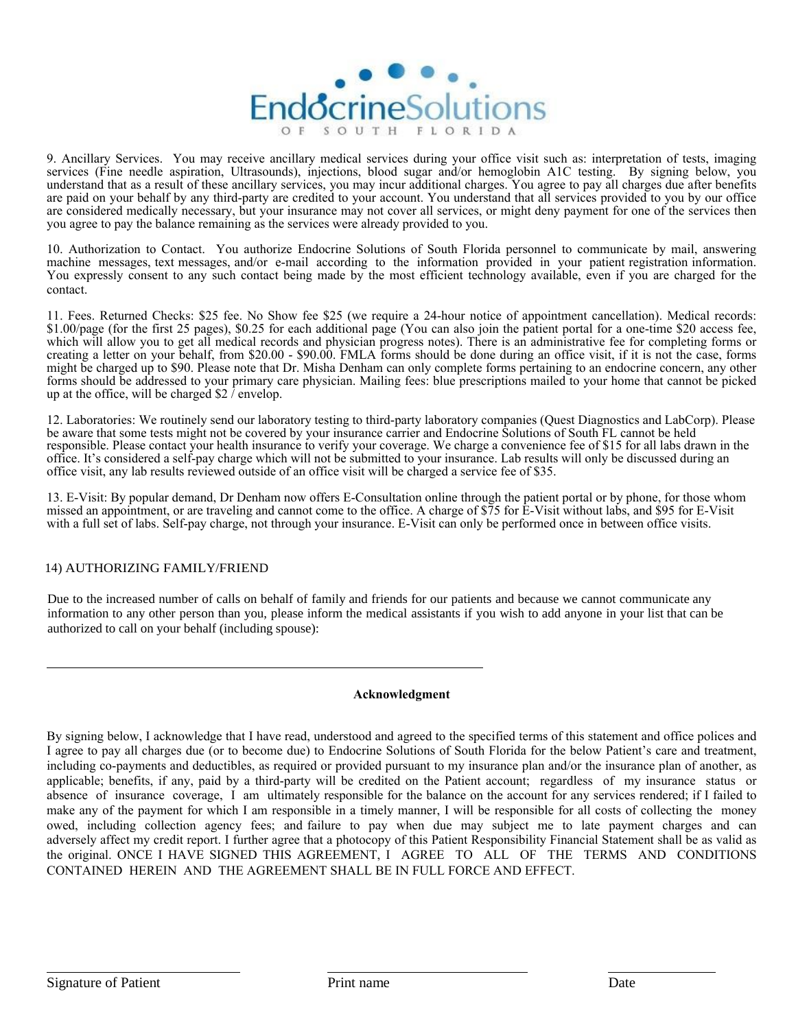EndocrineSolutions

OF SOUTH FLORIDA

9. Ancillary Services. You may receive ancillary medical services during your office visit such as: interpretation of tests, imaging services (Fine needle aspiration, Ultrasounds), injections, blood sugar and/or hemoglobin A1C testing. By signing below, you understand that as a result of these ancillary services, you may incur additional charges. You agree to pay all charges due after benefits are paid on your behalf by any third-party are credited to your account. You understand that all services provided to you by our office are considered medically necessary, but your insurance may not cover all services, or might deny payment for one of the services then you agree to pay the balance remaining as the services were already provided to you.

10. Authorization to Contact. You authorize Endocrine Solutions of South Florida personnel to communicate by mail, answering machine messages, text messages, and/or e-mail according to the information provided in your patient registration information. You expressly consent to any such contact being made by the most efficient technology available, even if you are charged for the contact.

11. Fees. Returned Checks: $25 fee. No Show fee $25 (we require a 24-hour notice of appointment cancellation). Medical records: $1.00/page (for the first 25 pages), $0.25 for each additional page (You can also join the patient portal for a one-time $20 access fee, which will allow you to get all medical records and physician progress notes). There is an administrative fee for completing forms or creating a letter on your behalf, from $20.00 - $90.00. FMLA forms should be done during an office visit, if it is not the case, forms might be charged up to $90. Please note that Dr. Misha Denham can only complete forms pertaining to an endocrine concern, any other forms should be addressed to your primary care physician. Mailing fees: blue prescriptions mailed to your home that cannot be picked up at the office, will be charged $2 / envelop.

12. Laboratories: We routinely send our laboratory testing to third-party laboratory companies (Quest Diagnostics and LabCorp). Please be aware that some tests might not be covered by your insurance carrier and Endocrine Solutions of South FL cannot be held responsible. Please contact your health insurance to verify your coverage. We charge a convenience fee of $15 for all labs drawn in the office. It's considered a self-pay charge which will not be submitted to your insurance. Lab results will only be discussed during an office visit, any lab results reviewed outside of an office visit will be charged a service fee of $35.

13. E-Visit: By popular demand, Dr Denham now offers E-Consultation online through the patient portal or by phone, for those whom missed an appointment, or are traveling and cannot come to the office. A charge of $75 for E-Visit without labs, and $95 for E-Visit with a full set of labs. Self-pay charge, not through your insurance. E-Visit can only be performed once in between office visits.

14) AUTHORIZING FAMILY/FRIEND

Due to the increased number of calls on behalf of family and friends for our patients and because we cannot communicate any information to any other person than you, please inform the medical assistants if you wish to add anyone in your list that can be authorized to call on your behalf (including spouse):

______________________________________________________________

**Acknowledgment**

By signing below, I acknowledge that I have read, understood and agreed to the specified terms of this statement and office polices and I agree to pay all charges due (or to become due) to Endocrine Solutions of South Florida for the below Patient's care and treatment, including co-payments and deductibles, as required or provided pursuant to my insurance plan and/or the insurance plan of another, as applicable; benefits, if any, paid by a third-party will be credited on the Patient account; regardless of my insurance status or absence of insurance coverage, I am ultimately responsible for the balance on the account for any services rendered; if I failed to make any of the payment for which I am responsible in a timely manner, I will be responsible for all costs of collecting the money owed, including collection agency fees; and failure to pay when due may subject me to late payment charges and can adversely affect my credit report. I further agree that a photocopy of this Patient Responsibility Financial Statement shall be as valid as the original. ONCE I HAVE SIGNED THIS AGREEMENT, I AGREE TO ALL OF THE TERMS AND CONDITIONS CONTAINED HEREIN AND THE AGREEMENT SHALL BE IN FULL FORCE AND EFFECT.

| | | |
|---|---|---|
| ____________________ | ____________________ | ____________ |
| Signature of Patient | Print name | Date |